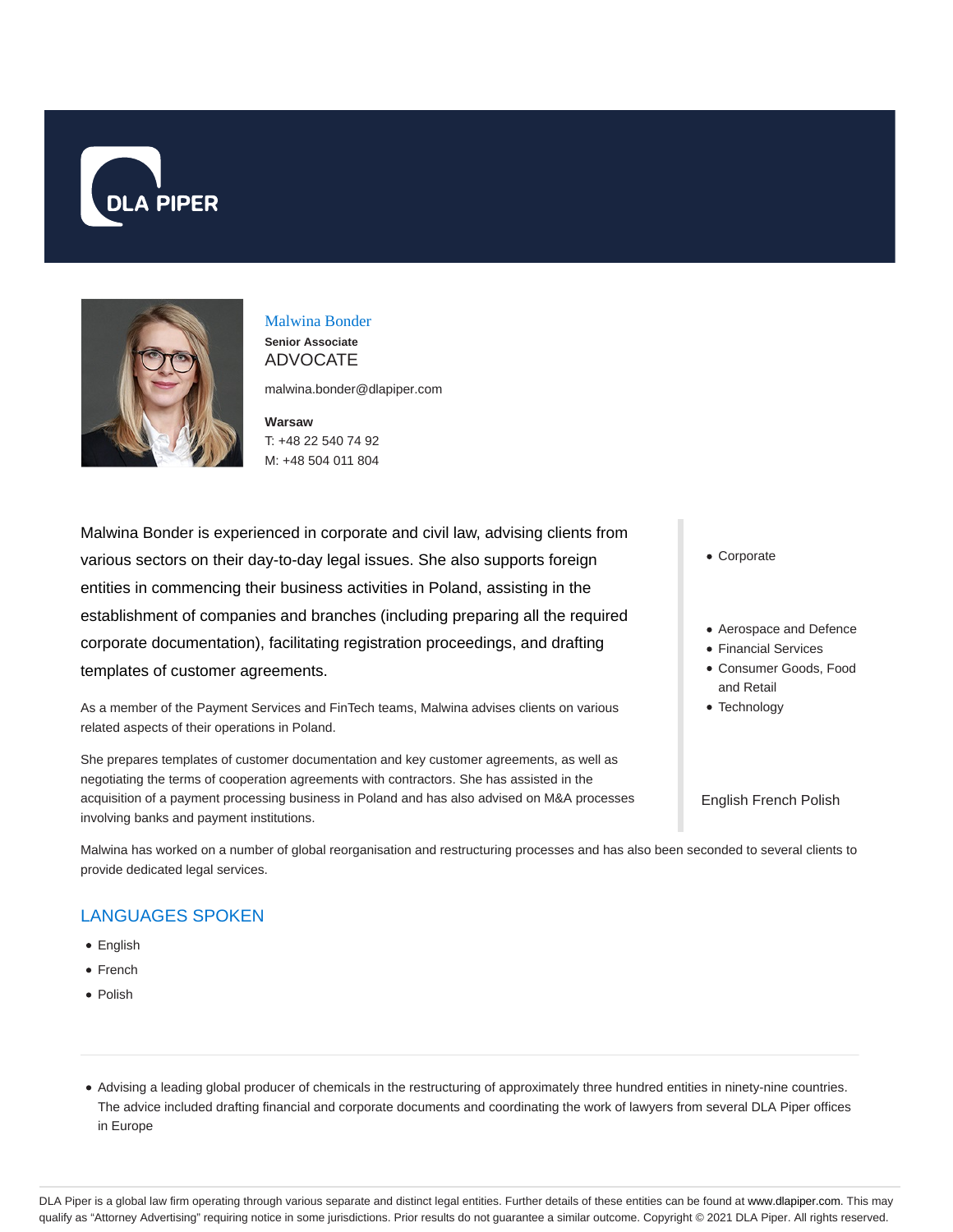# Malwina Bonder

**Senior Associate**

ADVOCATE

malwina.bonder@dlapiper.com

**Warsaw**

T: +48 22 540 74 92

M: +48 504 011 804

Malwina Bonder is experienced in corporate and civil law, advising clients from various sectors on their day-to-day legal issues. She also supports foreign entities in commencing their business activities in Poland, assisting in the establishment of companies and branches (including preparing all the required corporate documentation), facilitating registration proceedings, and drafting templates of customer agreements.

As a member of the Payment Services and FinTech teams, Malwina advises clients on various related aspects of their operations in Poland.

She prepares templates of customer documentation and key customer agreements, as well as negotiating the terms of cooperation agreements with contractors. She has assisted in the acquisition of a payment processing business in Poland and has also advised on M&A processes involving banks and payment institutions.

Malwina has worked on a number of global reorganisation and restructuring processes and has also been seconded to several clients to provide dedicated legal services.

- Corporate

- Aerospace and Defence
- Financial Services
- Consumer Goods, Food and Retail
- Technology

English French Polish

## LANGUAGES SPOKEN

- English
- French
- Polish

---

- Advising a leading global producer of chemicals in the restructuring of approximately three hundred entities in ninety-nine countries. The advice included drafting financial and corporate documents and coordinating the work of lawyers from several DLA Piper offices in Europe

DLA Piper is a global law firm operating through various separate and distinct legal entities. Further details of these entities can be found at www.dlapiper.com. This may qualify as "Attorney Advertising" requiring notice in some jurisdictions. Prior results do not guarantee a similar outcome. Copyright © 2021 DLA Piper. All rights reserved.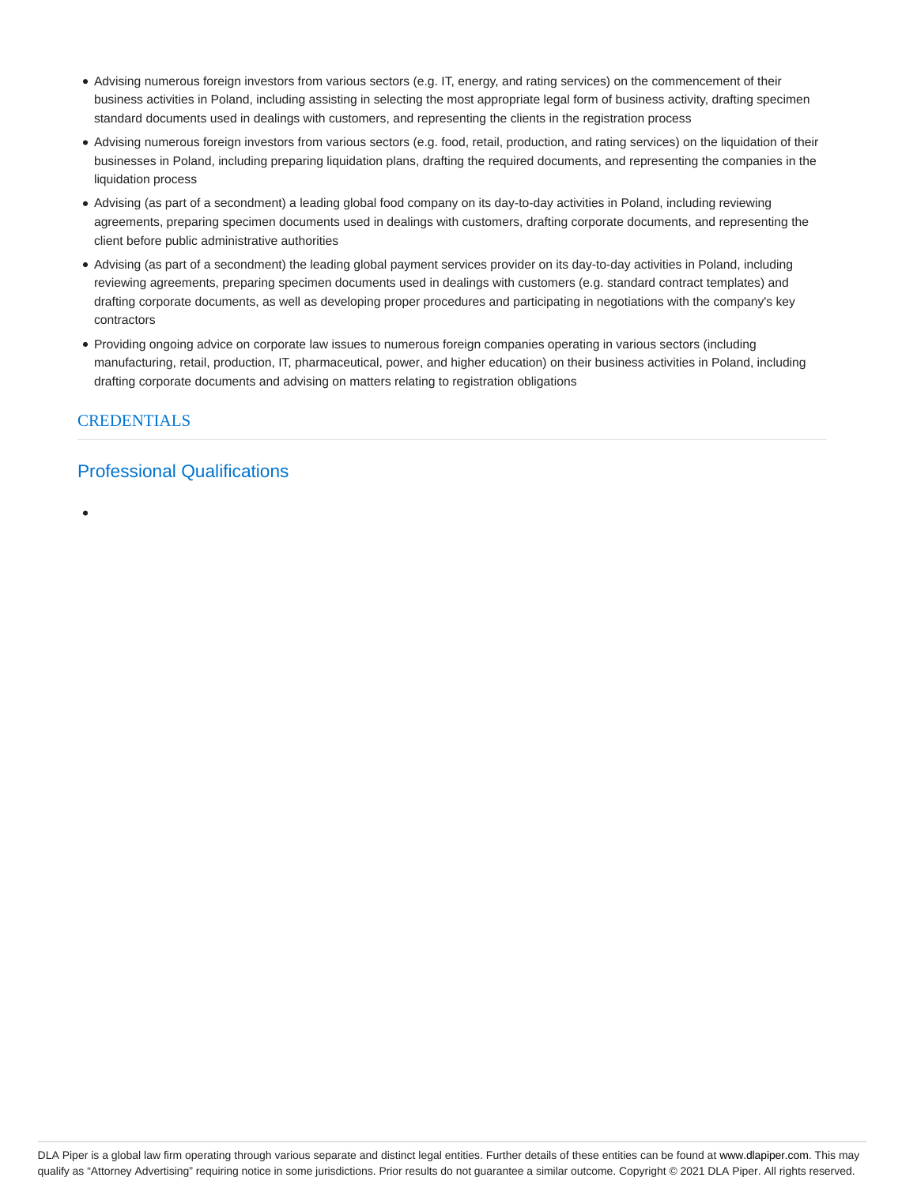- Advising numerous foreign investors from various sectors (e.g. IT, energy, and rating services) on the commencement of their business activities in Poland, including assisting in selecting the most appropriate legal form of business activity, drafting specimen standard documents used in dealings with customers, and representing the clients in the registration process
- Advising numerous foreign investors from various sectors (e.g. food, retail, production, and rating services) on the liquidation of their businesses in Poland, including preparing liquidation plans, drafting the required documents, and representing the companies in the liquidation process
- Advising (as part of a secondment) a leading global food company on its day-to-day activities in Poland, including reviewing agreements, preparing specimen documents used in dealings with customers, drafting corporate documents, and representing the client before public administrative authorities
- Advising (as part of a secondment) the leading global payment services provider on its day-to-day activities in Poland, including reviewing agreements, preparing specimen documents used in dealings with customers (e.g. standard contract templates) and drafting corporate documents, as well as developing proper procedures and participating in negotiations with the company's key contractors
- Providing ongoing advice on corporate law issues to numerous foreign companies operating in various sectors (including manufacturing, retail, production, IT, pharmaceutical, power, and higher education) on their business activities in Poland, including drafting corporate documents and advising on matters relating to registration obligations

## CREDENTIALS

### Professional Qualifications

- 

DLA Piper is a global law firm operating through various separate and distinct legal entities. Further details of these entities can be found at www.dlapiper.com. This may qualify as "Attorney Advertising" requiring notice in some jurisdictions. Prior results do not guarantee a similar outcome. Copyright © 2021 DLA Piper. All rights reserved.